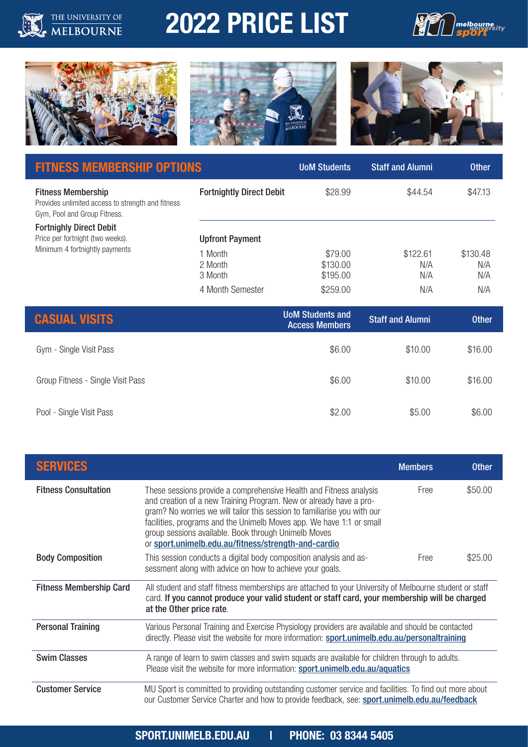# 2022 PRICE LIST

## FITNESS MEMBERSHIP OPTIONS

| | | UoM Students | Staff and Alumni | Other |
|---|---|---|---|---|
| **Fitness Membership** Provides unlimited access to strength and fitness Gym, Pool and Group Fitness. | **Fortnightly Direct Debit** | $28.99 | $44.54 | $47.13 |
| **Fortnightly Direct Debit** Price per fortnight (two weeks). Minimum 4 fortnightly payments | **Upfront Payment** | | | |
| | 1 Month | $79.00 | $122.61 | $130.48 |
| | 2 Month | $130.00 | N/A | N/A |
| | 3 Month | $195.00 | N/A | N/A |
| | 4 Month Semester | $259.00 | N/A | N/A |

## CASUAL VISITS

| | UoM Students and Access Members | Staff and Alumni | Other |
|---|---|---|---|
| Gym - Single Visit Pass | $6.00 | $10.00 | $16.00 |
| Group Fitness - Single Visit Pass | $6.00 | $10.00 | $16.00 |
| Pool - Single Visit Pass | $2.00 | $5.00 | $6.00 |

## SERVICES

| | | Members | Other |
|---|---|---|---|
| **Fitness Consultation** | These sessions provide a comprehensive Health and Fitness analysis and creation of a new Training Program. New or already have a program? No worries we will tailor this session to familiarise you with our facilities, programs and the Unimelb Moves app. We have 1:1 or small group sessions available. Book through Unimelb Moves or sport.unimelb.edu.au/fitness/strength-and-cardio | Free | $50.00 |
| **Body Composition** | This session conducts a digital body composition analysis and assessment along with advice on how to achieve your goals. | Free | $25.00 |

**Fitness Membership Card**
All student and staff fitness memberships are attached to your University of Melbourne student or staff card. **If you cannot produce your valid student or staff card, your membership will be charged at the Other price rate**.

**Personal Training**
Various Personal Training and Exercise Physiology providers are available and should be contacted directly. Please visit the website for more information: sport.unimelb.edu.au/personaltraining

**Swim Classes**
A range of learn to swim classes and swim squads are available for children through to adults. Please visit the website for more information: sport.unimelb.edu.au/aquatics

**Customer Service**
MU Sport is committed to providing outstanding customer service and facilities. To find out more about our Customer Service Charter and how to provide feedback, see: sport.unimelb.edu.au/feedback

**SPORT.UNIMELB.EDU.AU | PHONE: 03 8344 5405**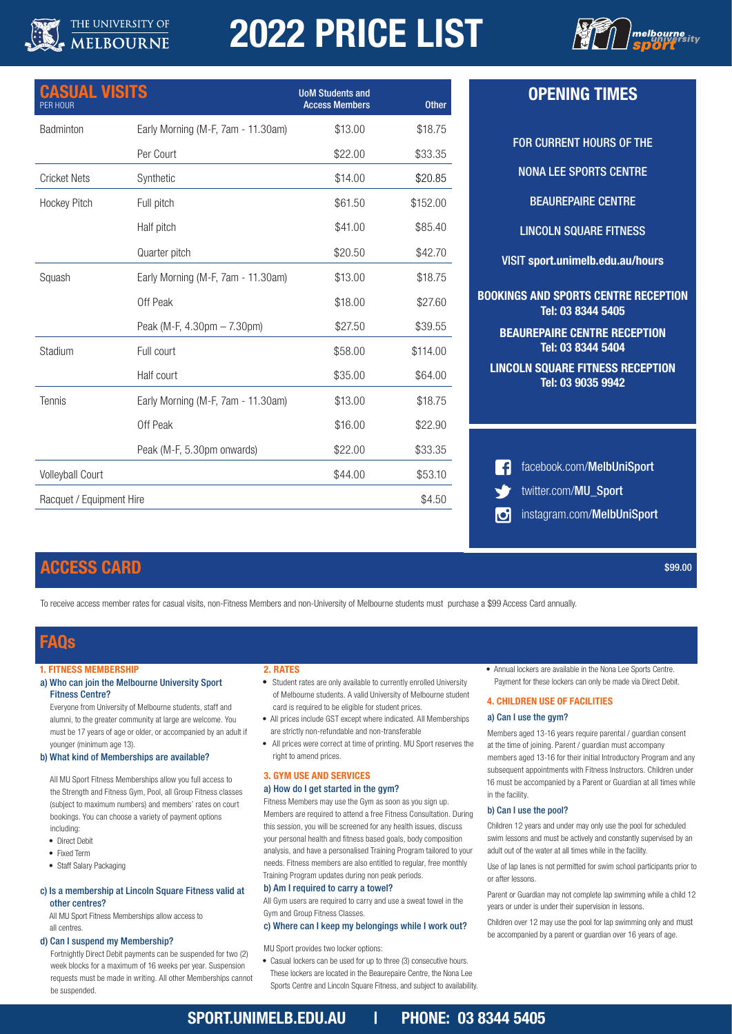# 2022 PRICE LIST

## CASUAL VISITS

PER HOUR

| | | UoM Students and Access Members | Other |
|---|---|---|---|
| Badminton | Early Morning (M-F, 7am - 11.30am) | $13.00 | $18.75 |
| | Per Court | $22.00 | $33.35 |
| Cricket Nets | Synthetic | $14.00 | $20.85 |
| Hockey Pitch | Full pitch | $61.50 | $152.00 |
| | Half pitch | $41.00 | $85.40 |
| | Quarter pitch | $20.50 | $42.70 |
| Squash | Early Morning (M-F, 7am - 11.30am) | $13.00 | $18.75 |
| | Off Peak | $18.00 | $27.60 |
| | Peak (M-F, 4.30pm – 7.30pm) | $27.50 | $39.55 |
| Stadium | Full court | $58.00 | $114.00 |
| | Half court | $35.00 | $64.00 |
| Tennis | Early Morning (M-F, 7am - 11.30am) | $13.00 | $18.75 |
| | Off Peak | $16.00 | $22.90 |
| | Peak (M-F, 5.30pm onwards) | $22.00 | $33.35 |
| Volleyball Court | | $44.00 | $53.10 |
| Racquet / Equipment Hire | | | $4.50 |

## OPENING TIMES

FOR CURRENT HOURS OF THE

NONA LEE SPORTS CENTRE

BEAUREPAIRE CENTRE

LINCOLN SQUARE FITNESS

VISIT **sport.unimelb.edu.au/hours**

**BOOKINGS AND SPORTS CENTRE RECEPTION**
**Tel: 03 8344 5405**

**BEAUREPAIRE CENTRE RECEPTION**
**Tel: 03 8344 5404**

**LINCOLN SQUARE FITNESS RECEPTION**
**Tel: 03 9035 9942**

facebook.com/**MelbUniSport**

twitter.com/**MU_Sport**

instagram.com/**MelbUniSport**

## ACCESS CARD

$99.00

To receive access member rates for casual visits, non-Fitness Members and non-University of Melbourne students must purchase a $99 Access Card annually.

## FAQs

### 1. FITNESS MEMBERSHIP

#### a) Who can join the Melbourne University Sport Fitness Centre?

Everyone from University of Melbourne students, staff and alumni, to the greater community at large are welcome. You must be 17 years of age or older, or accompanied by an adult if younger (minimum age 13).

#### b) What kind of Memberships are available?

All MU Sport Fitness Memberships allow you full access to the Strength and Fitness Gym, Pool, all Group Fitness classes (subject to maximum numbers) and members' rates on court bookings. You can choose a variety of payment options including:

- Direct Debit
- Fixed Term
- Staff Salary Packaging

#### c) Is a membership at Lincoln Square Fitness valid at other centres?

All MU Sport Fitness Memberships allow access to all centres.

#### d) Can I suspend my Membership?

Fortnightly Direct Debit payments can be suspended for two (2) week blocks for a maximum of 16 weeks per year. Suspension requests must be made in writing. All other Memberships cannot be suspended.

### 2. RATES

- Student rates are only available to currently enrolled University of Melbourne students. A valid University of Melbourne student card is required to be eligible for student prices.
- All prices include GST except where indicated. All Memberships are strictly non-refundable and non-transferable
- All prices were correct at time of printing. MU Sport reserves the right to amend prices.

### 3. GYM USE AND SERVICES

#### a) How do I get started in the gym?

Fitness Members may use the Gym as soon as you sign up. Members are required to attend a free Fitness Consultation. During this session, you will be screened for any health issues, discuss your personal health and fitness based goals, body composition analysis, and have a personalised Training Program tailored to your needs. Fitness members are also entitled to regular, free monthly Training Program updates during non peak periods.

#### b) Am I required to carry a towel?

All Gym users are required to carry and use a sweat towel in the Gym and Group Fitness Classes.

#### c) Where can I keep my belongings while I work out?

MU Sport provides two locker options:

- Casual lockers can be used for up to three (3) consecutive hours. These lockers are located in the Beaurepaire Centre, the Nona Lee Sports Centre and Lincoln Square Fitness, and subject to availability.
- Annual lockers are available in the Nona Lee Sports Centre. Payment for these lockers can only be made via Direct Debit.

### 4. CHILDREN USE OF FACILITIES

#### a) Can I use the gym?

Members aged 13-16 years require parental / guardian consent at the time of joining. Parent / guardian must accompany members aged 13-16 for their initial Introductory Program and any subsequent appointments with Fitness Instructors. Children under 16 must be accompanied by a Parent or Guardian at all times while in the facility.

#### b) Can I use the pool?

Children 12 years and under may only use the pool for scheduled swim lessons and must be actively and constantly supervised by an adult out of the water at all times while in the facility.

Use of lap lanes is not permitted for swim school participants prior to or after lessons.

Parent or Guardian may not complete lap swimming while a child 12 years or under is under their supervision in lessons.

Children over 12 may use the pool for lap swimming only and must be accompanied by a parent or guardian over 16 years of age.

**SPORT.UNIMELB.EDU.AU | PHONE: 03 8344 5405**